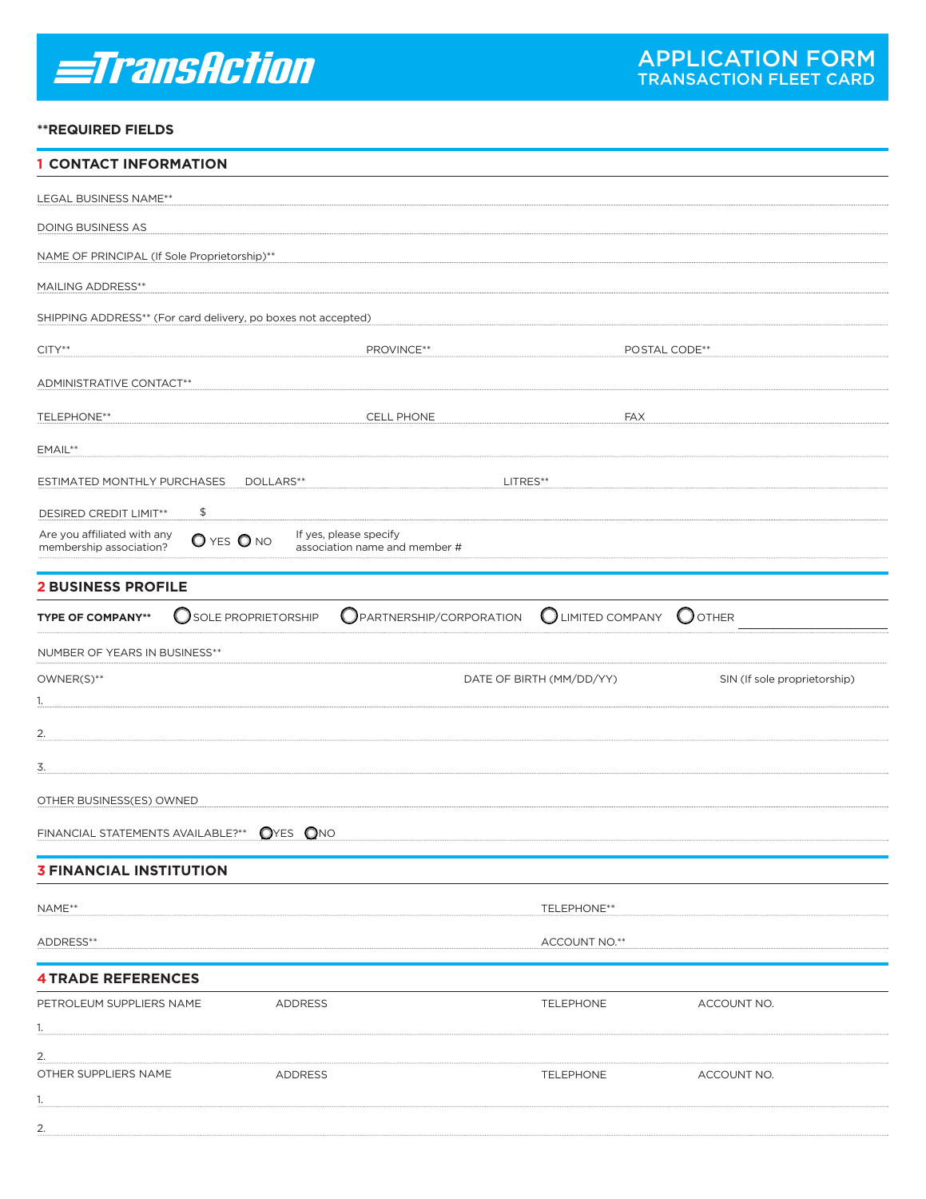# TransAction

## APPLICATION FORM
## TRANSACTION FLEET CARD

**\*\*REQUIRED FIELDS**

## 1 CONTACT INFORMATION

LEGAL BUSINESS NAME\*\*

DOING BUSINESS AS

NAME OF PRINCIPAL (If Sole Proprietorship)\*\*

MAILING ADDRESS\*\*

SHIPPING ADDRESS\*\* (For card delivery, po boxes not accepted)

CITY\*\* PROVINCE\*\* POSTAL CODE\*\*

ADMINISTRATIVE CONTACT\*\*

TELEPHONE\*\* CELL PHONE FAX

EMAIL\*\*

ESTIMATED MONTHLY PURCHASES DOLLARS\*\* LITRES\*\*

DESIRED CREDIT LIMIT\*\* $

Are you affiliated with any membership association? ○ YES ○ NO If yes, please specify association name and member #

## 2 BUSINESS PROFILE

**TYPE OF COMPANY\*\*** ○ SOLE PROPRIETORSHIP ○ PARTNERSHIP/CORPORATION ○ LIMITED COMPANY ○ OTHER

NUMBER OF YEARS IN BUSINESS\*\*

| OWNER(S)\*\* | DATE OF BIRTH (MM/DD/YY) | SIN (If sole proprietorship) |
|---|---|---|
| 1. | | |
| 2. | | |
| 3. | | |

OTHER BUSINESS(ES) OWNED

FINANCIAL STATEMENTS AVAILABLE?\*\* ○ YES ○ NO

## 3 FINANCIAL INSTITUTION

NAME\*\* TELEPHONE\*\*

ADDRESS\*\* ACCOUNT NO.\*\*

## 4 TRADE REFERENCES

| PETROLEUM SUPPLIERS NAME | ADDRESS | TELEPHONE | ACCOUNT NO. |
|---|---|---|---|
| 1. | | | |
| 2. | | | |

| OTHER SUPPLIERS NAME | ADDRESS | TELEPHONE | ACCOUNT NO. |
|---|---|---|---|
| 1. | | | |
| 2. | | | |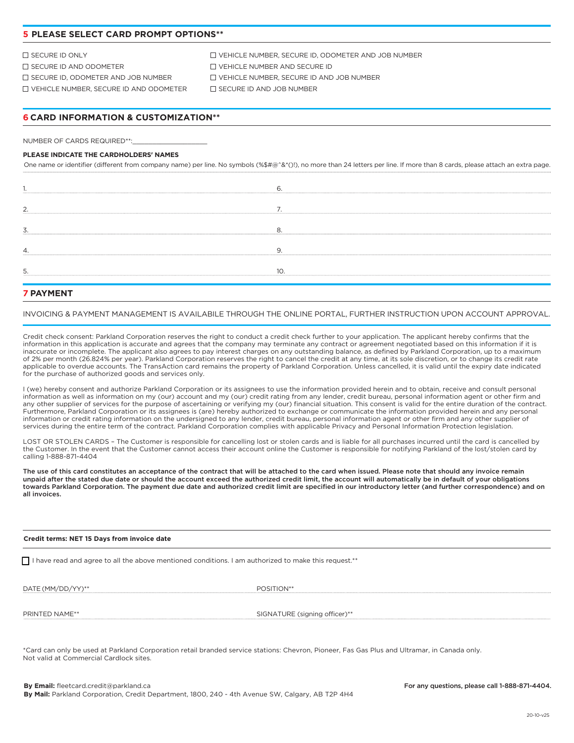## 5 PLEASE SELECT CARD PROMPT OPTIONS**

- ☐ SECURE ID ONLY
- ☐ SECURE ID AND ODOMETER
- ☐ SECURE ID, ODOMETER AND JOB NUMBER
- ☐ VEHICLE NUMBER, SECURE ID AND ODOMETER
- ☐ VEHICLE NUMBER, SECURE ID, ODOMETER AND JOB NUMBER
- ☐ VEHICLE NUMBER AND SECURE ID
- ☐ VEHICLE NUMBER, SECURE ID AND JOB NUMBER
- ☐ SECURE ID AND JOB NUMBER

## 6 CARD INFORMATION & CUSTOMIZATION**

NUMBER OF CARDS REQUIRED**:____________________

**PLEASE INDICATE THE CARDHOLDERS' NAMES**

One name or identifier (different from company name) per line. No symbols (%$#@^&*()!), no more than 24 letters per line. If more than 8 cards, please attach an extra page.

| | |
|---|---|
| 1. | 6. |
| 2. | 7. |
| 3. | 8. |
| 4. | 9. |
| 5. | 10. |

## 7 PAYMENT

INVOICING & PAYMENT MANAGEMENT IS AVAILABILE THROUGH THE ONLINE PORTAL, FURTHER INSTRUCTION UPON ACCOUNT APPROVAL.

Credit check consent: Parkland Corporation reserves the right to conduct a credit check further to your application. The applicant hereby confirms that the information in this application is accurate and agrees that the company may terminate any contract or agreement negotiated based on this information if it is inaccurate or incomplete. The applicant also agrees to pay interest charges on any outstanding balance, as defined by Parkland Corporation, up to a maximum of 2% per month (26.824% per year). Parkland Corporation reserves the right to cancel the credit at any time, at its sole discretion, or to change its credit rate applicable to overdue accounts. The TransAction card remains the property of Parkland Corporation. Unless cancelled, it is valid until the expiry date indicated for the purchase of authorized goods and services only.

I (we) hereby consent and authorize Parkland Corporation or its assignees to use the information provided herein and to obtain, receive and consult personal information as well as information on my (our) account and my (our) credit rating from any lender, credit bureau, personal information agent or other firm and any other supplier of services for the purpose of ascertaining or verifying my (our) financial situation. This consent is valid for the entire duration of the contract. Furthermore, Parkland Corporation or its assignees is (are) hereby authorized to exchange or communicate the information provided herein and any personal information or credit rating information on the undersigned to any lender, credit bureau, personal information agent or other firm and any other supplier of services during the entire term of the contract. Parkland Corporation complies with applicable Privacy and Personal Information Protection legislation.

LOST OR STOLEN CARDS – The Customer is responsible for cancelling lost or stolen cards and is liable for all purchases incurred until the card is cancelled by the Customer. In the event that the Customer cannot access their account online the Customer is responsible for notifying Parkland of the lost/stolen card by calling 1-888-871-4404

**The use of this card constitutes an acceptance of the contract that will be attached to the card when issued. Please note that should any invoice remain unpaid after the stated due date or should the account exceed the authorized credit limit, the account will automatically be in default of your obligations towards Parkland Corporation. The payment due date and authorized credit limit are specified in our introductory letter (and further correspondence) and on all invoices.**

**Credit terms: NET 15 Days from invoice date**

☐ I have read and agree to all the above mentioned conditions. I am authorized to make this request.**

DATE (MM/DD/YY)** ____________________ POSITION** ____________________

PRINTED NAME** ____________________ SIGNATURE (signing officer)** ____________________

*Card can only be used at Parkland Corporation retail branded service stations: Chevron, Pioneer, Fas Gas Plus and Ultramar, in Canada only. Not valid at Commercial Cardlock sites.

**By Email:** fleetcard.credit@parkland.ca

**By Mail:** Parkland Corporation, Credit Department, 1800, 240 - 4th Avenue SW, Calgary, AB T2P 4H4

**For any questions, please call 1-888-871-4404.**

20-10-v25